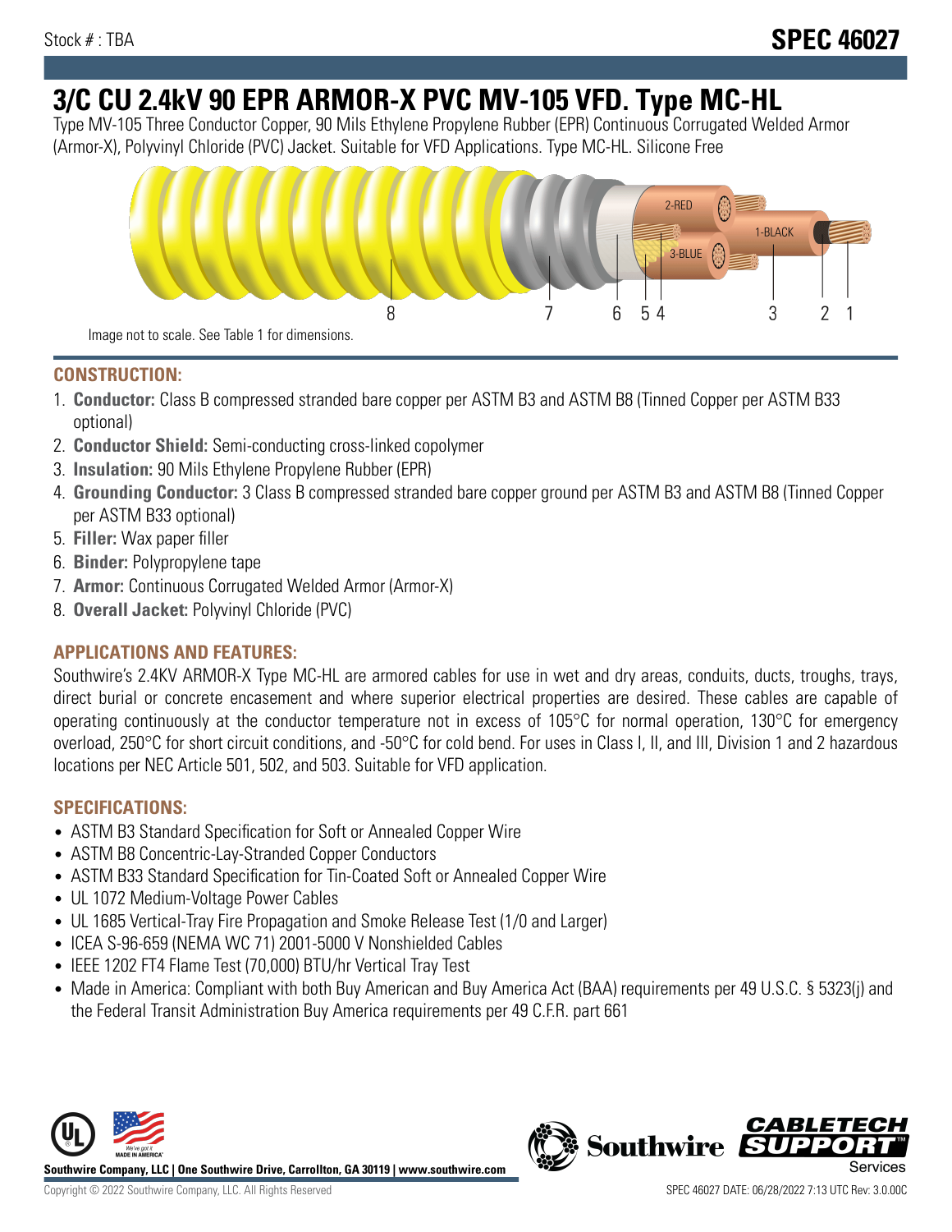Stock # : TBA

**SPEC 46027**

# 3/C CU 2.4kV 90 EPR ARMOR-X PVC MV-105 VFD. Type MC-HL

Type MV-105 Three Conductor Copper, 90 Mils Ethylene Propylene Rubber (EPR) Continuous Corrugated Welded Armor (Armor-X), Polyvinyl Chloride (PVC) Jacket. Suitable for VFD Applications. Type MC-HL. Silicone Free

Image not to scale. See Table 1 for dimensions.

## CONSTRUCTION:

1. **Conductor:** Class B compressed stranded bare copper per ASTM B3 and ASTM B8 (Tinned Copper per ASTM B33 optional)
2. **Conductor Shield:** Semi-conducting cross-linked copolymer
3. **Insulation:** 90 Mils Ethylene Propylene Rubber (EPR)
4. **Grounding Conductor:** 3 Class B compressed stranded bare copper ground per ASTM B3 and ASTM B8 (Tinned Copper per ASTM B33 optional)
5. **Filler:** Wax paper filler
6. **Binder:** Polypropylene tape
7. **Armor:** Continuous Corrugated Welded Armor (Armor-X)
8. **Overall Jacket:** Polyvinyl Chloride (PVC)

## APPLICATIONS AND FEATURES:

Southwire's 2.4KV ARMOR-X Type MC-HL are armored cables for use in wet and dry areas, conduits, ducts, troughs, trays, direct burial or concrete encasement and where superior electrical properties are desired. These cables are capable of operating continuously at the conductor temperature not in excess of 105°C for normal operation, 130°C for emergency overload, 250°C for short circuit conditions, and -50°C for cold bend. For uses in Class I, II, and III, Division 1 and 2 hazardous locations per NEC Article 501, 502, and 503. Suitable for VFD application.

## SPECIFICATIONS:

- ASTM B3 Standard Specification for Soft or Annealed Copper Wire
- ASTM B8 Concentric-Lay-Stranded Copper Conductors
- ASTM B33 Standard Specification for Tin-Coated Soft or Annealed Copper Wire
- UL 1072 Medium-Voltage Power Cables
- UL 1685 Vertical-Tray Fire Propagation and Smoke Release Test (1/0 and Larger)
- ICEA S-96-659 (NEMA WC 71) 2001-5000 V Nonshielded Cables
- IEEE 1202 FT4 Flame Test (70,000) BTU/hr Vertical Tray Test
- Made in America: Compliant with both Buy American and Buy America Act (BAA) requirements per 49 U.S.C. § 5323(j) and the Federal Transit Administration Buy America requirements per 49 C.F.R. part 661

**Southwire Company, LLC | One Southwire Drive, Carrollton, GA 30119 | www.southwire.com**

Copyright © 2022 Southwire Company, LLC. All Rights Reserved

SPEC 46027 DATE: 06/28/2022 7:13 UTC Rev: 3.0.00C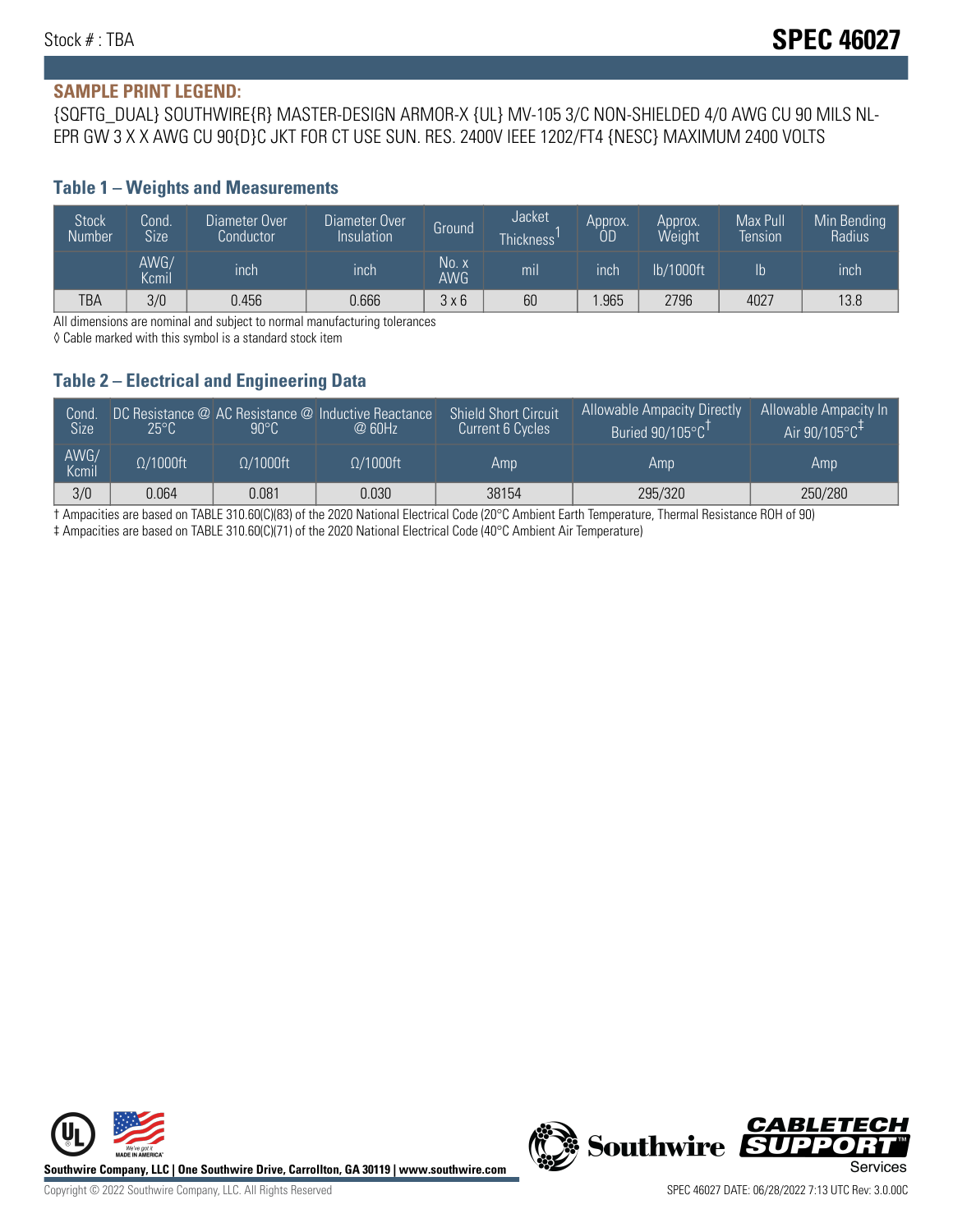Stock # : TBA

# SPEC 46027

**SAMPLE PRINT LEGEND:**

{SQFTG_DUAL} SOUTHWIRE{R} MASTER-DESIGN ARMOR-X {UL} MV-105 3/C NON-SHIELDED 4/0 AWG CU 90 MILS NL-EPR GW 3 X X AWG CU 90{D}C JKT FOR CT USE SUN. RES. 2400V IEEE 1202/FT4 {NESC} MAXIMUM 2400 VOLTS

## Table 1 – Weights and Measurements

| Stock Number | Cond. Size | Diameter Over Conductor | Diameter Over Insulation | Ground | Jacket Thickness[1] | Approx. OD | Approx. Weight | Max Pull Tension | Min Bending Radius |
|---|---|---|---|---|---|---|---|---|---|
| | AWG/ Kcmil | inch | inch | No. x AWG | mil | inch | lb/1000ft | lb | inch |
| TBA | 3/0 | 0.456 | 0.666 | 3 x 6 | 60 | 1.965 | 2796 | 4027 | 13.8 |

All dimensions are nominal and subject to normal manufacturing tolerances

◊ Cable marked with this symbol is a standard stock item

## Table 2 – Electrical and Engineering Data

| Cond. Size | DC Resistance @ 25°C | AC Resistance @ 90°C | Inductive Reactance @ 60Hz | Shield Short Circuit Current 6 Cycles | Allowable Ampacity Directly Buried 90/105°C† | Allowable Ampacity In Air 90/105°C‡ |
|---|---|---|---|---|---|---|
| AWG/ Kcmil | Ω/1000ft | Ω/1000ft | Ω/1000ft | Amp | Amp | Amp |
| 3/0 | 0.064 | 0.081 | 0.030 | 38154 | 295/320 | 250/280 |

† Ampacities are based on TABLE 310.60(C)(83) of the 2020 National Electrical Code (20°C Ambient Earth Temperature, Thermal Resistance ROH of 90)

‡ Ampacities are based on TABLE 310.60(C)(71) of the 2020 National Electrical Code (40°C Ambient Air Temperature)

Southwire Company, LLC | One Southwire Drive, Carrollton, GA 30119 | www.southwire.com

Copyright © 2022 Southwire Company, LLC. All Rights Reserved

SPEC 46027 DATE: 06/28/2022 7:13 UTC Rev: 3.0.00C